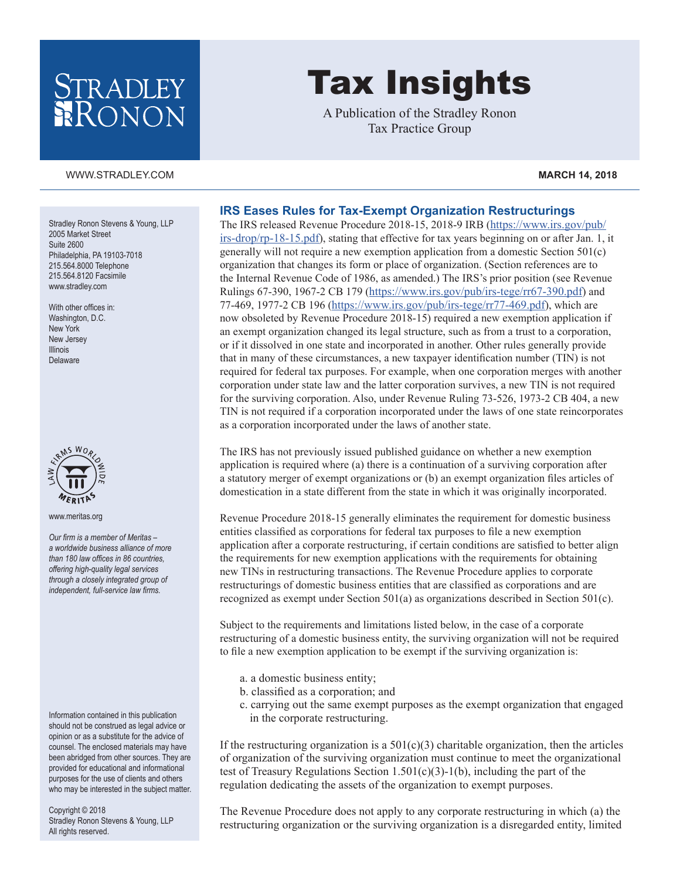# Tax Insights

A Publication of the Stradley Ronon Tax Practice Group

WWW.STRADLEY.COM

**MARCH 14, 2018**

Stradley Ronon Stevens & Young, LLP
2005 Market Street
Suite 2600
Philadelphia, PA 19103-7018
215.564.8000 Telephone
215.564.8120 Facsimile
www.stradley.com

With other offices in:
Washington, D.C.
New York
New Jersey
Illinois
Delaware

www.meritas.org

*Our firm is a member of Meritas – a worldwide business alliance of more than 180 law offices in 86 countries, offering high-quality legal services through a closely integrated group of independent, full-service law firms.*

Information contained in this publication should not be construed as legal advice or opinion or as a substitute for the advice of counsel. The enclosed materials may have been abridged from other sources. They are provided for educational and informational purposes for the use of clients and others who may be interested in the subject matter.

Copyright © 2018
Stradley Ronon Stevens & Young, LLP
All rights reserved.

## IRS Eases Rules for Tax-Exempt Organization Restructurings

The IRS released Revenue Procedure 2018-15, 2018-9 IRB (https://www.irs.gov/pub/irs-drop/rp-18-15.pdf), stating that effective for tax years beginning on or after Jan. 1, it generally will not require a new exemption application from a domestic Section 501(c) organization that changes its form or place of organization. (Section references are to the Internal Revenue Code of 1986, as amended.) The IRS's prior position (see Revenue Rulings 67-390, 1967-2 CB 179 (https://www.irs.gov/pub/irs-tege/rr67-390.pdf) and 77-469, 1977-2 CB 196 (https://www.irs.gov/pub/irs-tege/rr77-469.pdf), which are now obsoleted by Revenue Procedure 2018-15) required a new exemption application if an exempt organization changed its legal structure, such as from a trust to a corporation, or if it dissolved in one state and incorporated in another. Other rules generally provide that in many of these circumstances, a new taxpayer identification number (TIN) is not required for federal tax purposes. For example, when one corporation merges with another corporation under state law and the latter corporation survives, a new TIN is not required for the surviving corporation. Also, under Revenue Ruling 73-526, 1973-2 CB 404, a new TIN is not required if a corporation incorporated under the laws of one state reincorporates as a corporation incorporated under the laws of another state.

The IRS has not previously issued published guidance on whether a new exemption application is required where (a) there is a continuation of a surviving corporation after a statutory merger of exempt organizations or (b) an exempt organization files articles of domestication in a state different from the state in which it was originally incorporated.

Revenue Procedure 2018-15 generally eliminates the requirement for domestic business entities classified as corporations for federal tax purposes to file a new exemption application after a corporate restructuring, if certain conditions are satisfied to better align the requirements for new exemption applications with the requirements for obtaining new TINs in restructuring transactions. The Revenue Procedure applies to corporate restructurings of domestic business entities that are classified as corporations and are recognized as exempt under Section 501(a) as organizations described in Section 501(c).

Subject to the requirements and limitations listed below, in the case of a corporate restructuring of a domestic business entity, the surviving organization will not be required to file a new exemption application to be exempt if the surviving organization is:

a. a domestic business entity;
b. classified as a corporation; and
c. carrying out the same exempt purposes as the exempt organization that engaged in the corporate restructuring.

If the restructuring organization is a 501(c)(3) charitable organization, then the articles of organization of the surviving organization must continue to meet the organizational test of Treasury Regulations Section 1.501(c)(3)-1(b), including the part of the regulation dedicating the assets of the organization to exempt purposes.

The Revenue Procedure does not apply to any corporate restructuring in which (a) the restructuring organization or the surviving organization is a disregarded entity, limited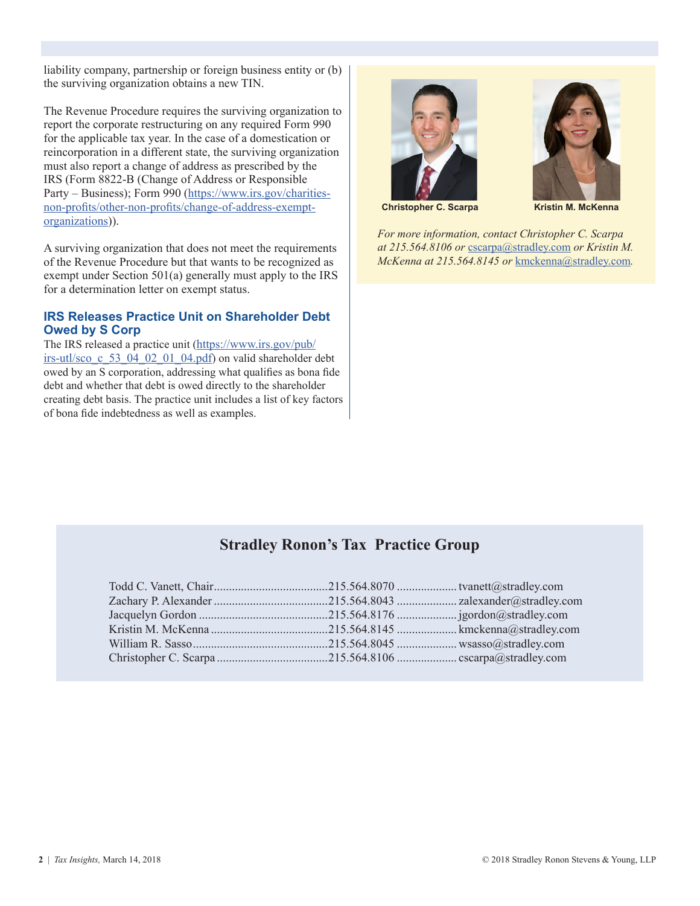liability company, partnership or foreign business entity or (b) the surviving organization obtains a new TIN.

The Revenue Procedure requires the surviving organization to report the corporate restructuring on any required Form 990 for the applicable tax year. In the case of a domestication or reincorporation in a different state, the surviving organization must also report a change of address as prescribed by the IRS (Form 8822-B (Change of Address or Responsible Party – Business); Form 990 (https://www.irs.gov/charities-non-profits/other-non-profits/change-of-address-exempt-organizations)).

A surviving organization that does not meet the requirements of the Revenue Procedure but that wants to be recognized as exempt under Section 501(a) generally must apply to the IRS for a determination letter on exempt status.

### IRS Releases Practice Unit on Shareholder Debt Owed by S Corp

The IRS released a practice unit (https://www.irs.gov/pub/irs-utl/sco_c_53_04_02_01_04.pdf) on valid shareholder debt owed by an S corporation, addressing what qualifies as bona fide debt and whether that debt is owed directly to the shareholder creating debt basis. The practice unit includes a list of key factors of bona fide indebtedness as well as examples.

**Christopher C. Scarpa** **Kristin M. McKenna**

*For more information, contact Christopher C. Scarpa at 215.564.8106 or cscarpa@stradley.com or Kristin M. McKenna at 215.564.8145 or kmckenna@stradley.com.*

## Stradley Ronon's Tax Practice Group

| | | |
|---|---|---|
| Todd C. Vanett, Chair | 215.564.8070 | tvanett@stradley.com |
| Zachary P. Alexander | 215.564.8043 | zalexander@stradley.com |
| Jacquelyn Gordon | 215.564.8176 | jgordon@stradley.com |
| Kristin M. McKenna | 215.564.8145 | kmckenna@stradley.com |
| William R. Sasso | 215.564.8045 | wsasso@stradley.com |
| Christopher C. Scarpa | 215.564.8106 | cscarpa@stradley.com |